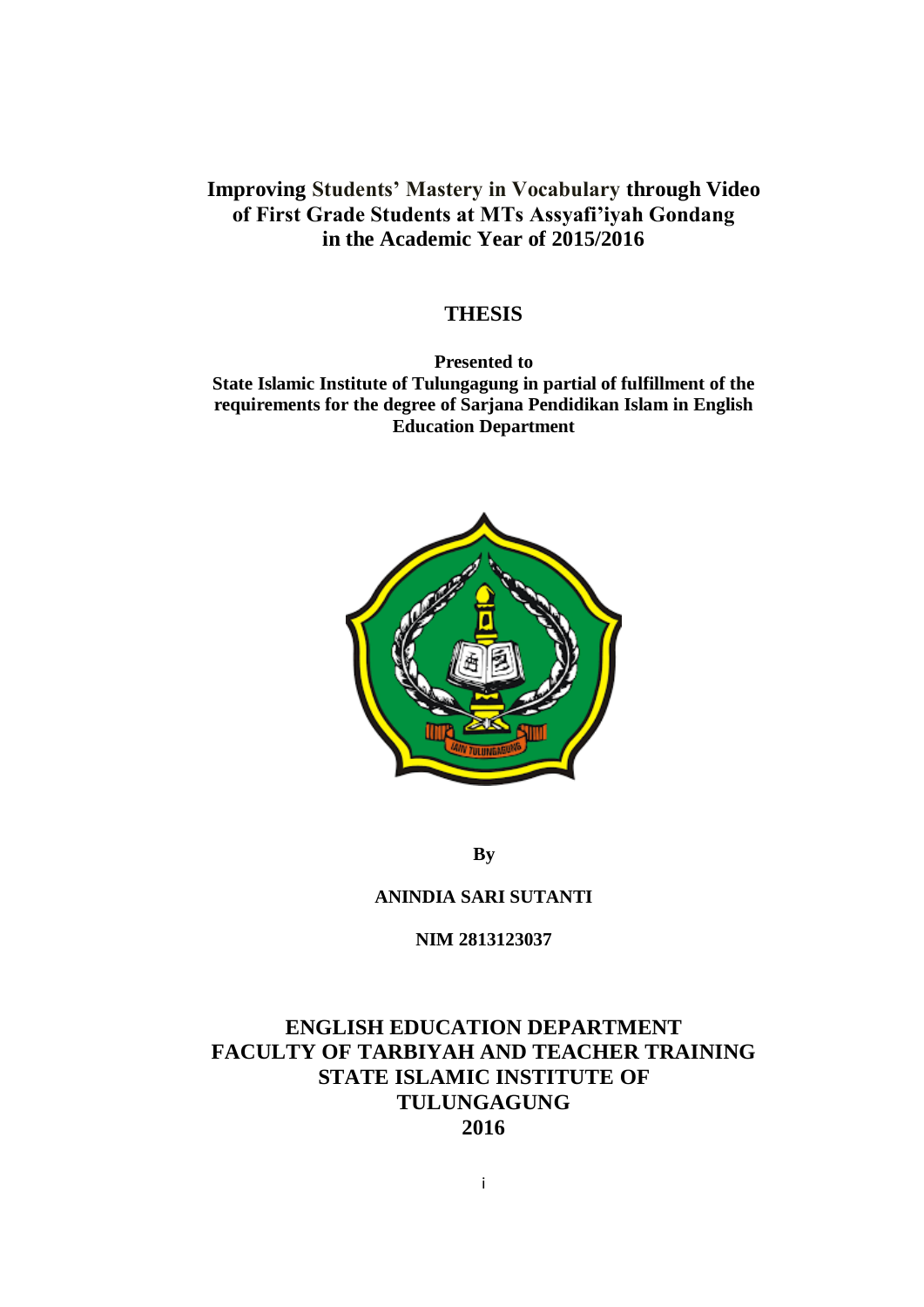# Improving Students' Mastery in Vocabulary through Video of First Grade Students at MTs Assyafi'iyah Gondang in the Academic Year of 2015/2016

## THESIS

**Presented to**
**State Islamic Institute of Tulungagung in partial of fulfillment of the requirements for the degree of Sarjana Pendidikan Islam in English Education Department**

**By**

**ANINDIA SARI SUTANTI**

**NIM 2813123037**

**ENGLISH EDUCATION DEPARTMENT**
**FACULTY OF TARBIYAH AND TEACHER TRAINING**
**STATE ISLAMIC INSTITUTE OF TULUNGAGUNG**
**2016**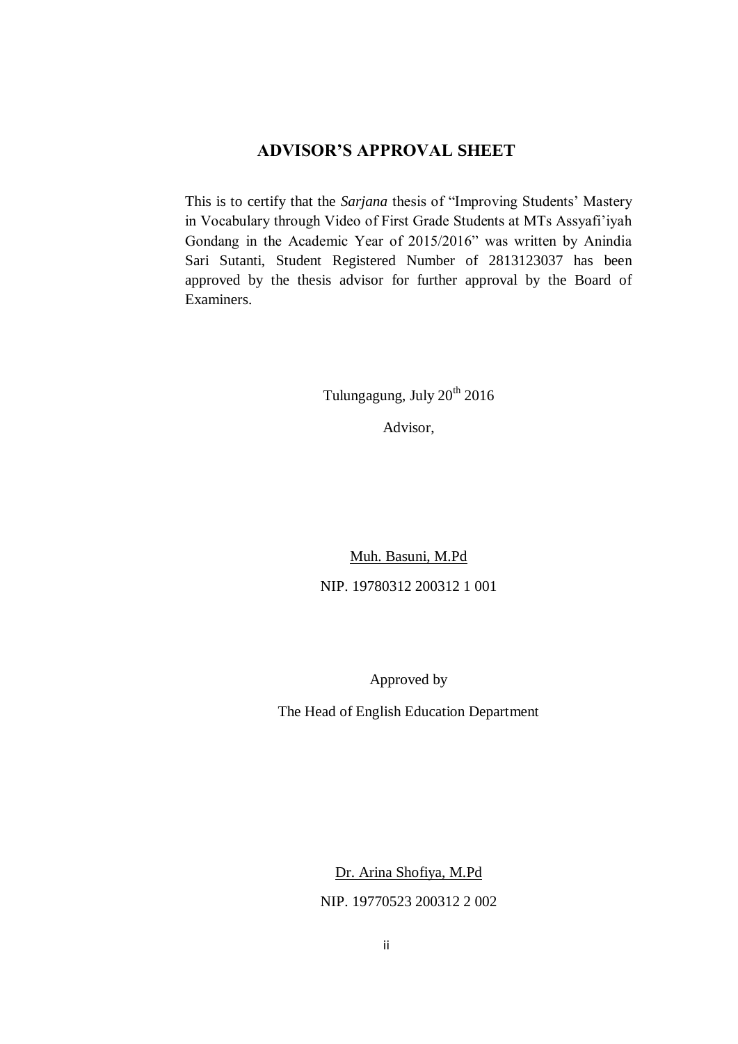## ADVISOR'S APPROVAL SHEET

This is to certify that the *Sarjana* thesis of "Improving Students' Mastery in Vocabulary through Video of First Grade Students at MTs Assyafi'iyah Gondang in the Academic Year of 2015/2016" was written by Anindia Sari Sutanti, Student Registered Number of 2813123037 has been approved by the thesis advisor for further approval by the Board of Examiners.

Tulungagung, July 20th 2016

Advisor,

Muh. Basuni, M.Pd

NIP. 19780312 200312 1 001

Approved by

The Head of English Education Department

Dr. Arina Shofiya, M.Pd

NIP. 19770523 200312 2 002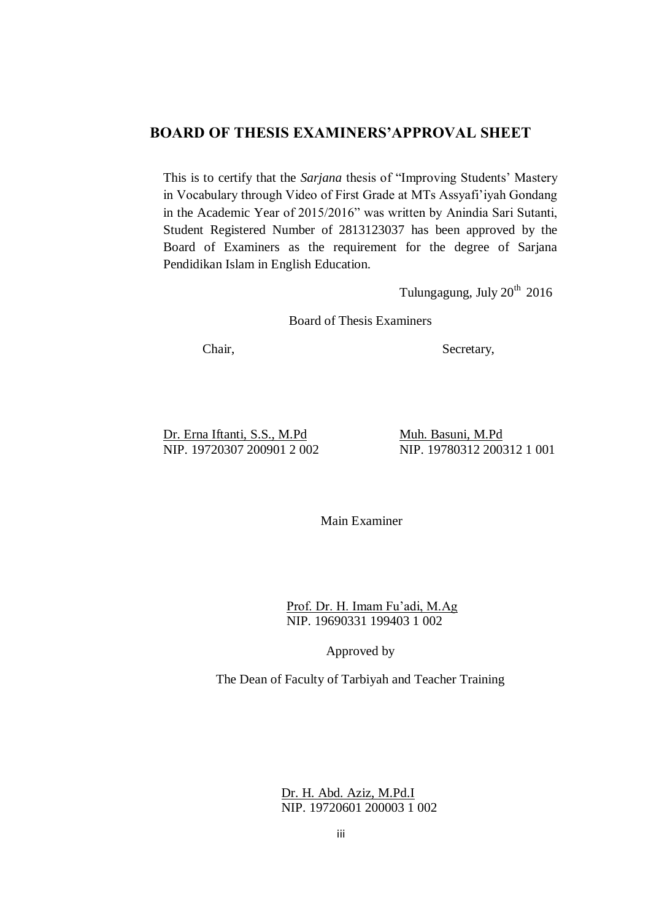## BOARD OF THESIS EXAMINERS'APPROVAL SHEET

This is to certify that the *Sarjana* thesis of "Improving Students' Mastery in Vocabulary through Video of First Grade at MTs Assyafi'iyah Gondang in the Academic Year of 2015/2016" was written by Anindia Sari Sutanti, Student Registered Number of 2813123037 has been approved by the Board of Examiners as the requirement for the degree of Sarjana Pendidikan Islam in English Education.

Tulungagung, July 20th 2016

Board of Thesis Examiners

Chair,

Dr. Erna Iftanti, S.S., M.Pd
NIP. 19720307 200901 2 002

Secretary,

Muh. Basuni, M.Pd
NIP. 19780312 200312 1 001

Main Examiner

Prof. Dr. H. Imam Fu'adi, M.Ag
NIP. 19690331 199403 1 002

Approved by

The Dean of Faculty of Tarbiyah and Teacher Training

Dr. H. Abd. Aziz, M.Pd.I
NIP. 19720601 200003 1 002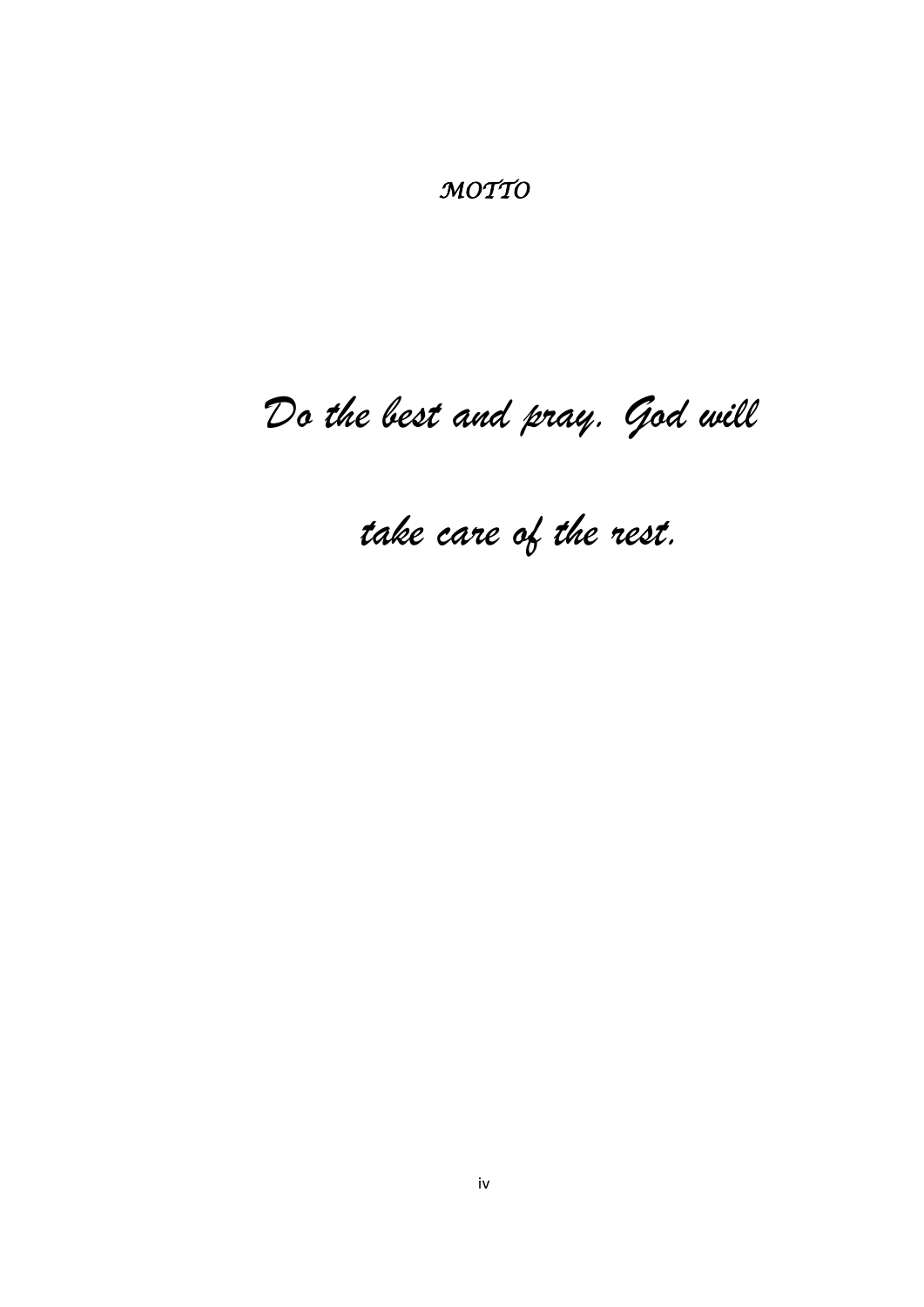# *MOTTO*

*Do the best and pray. God will take care of the rest.*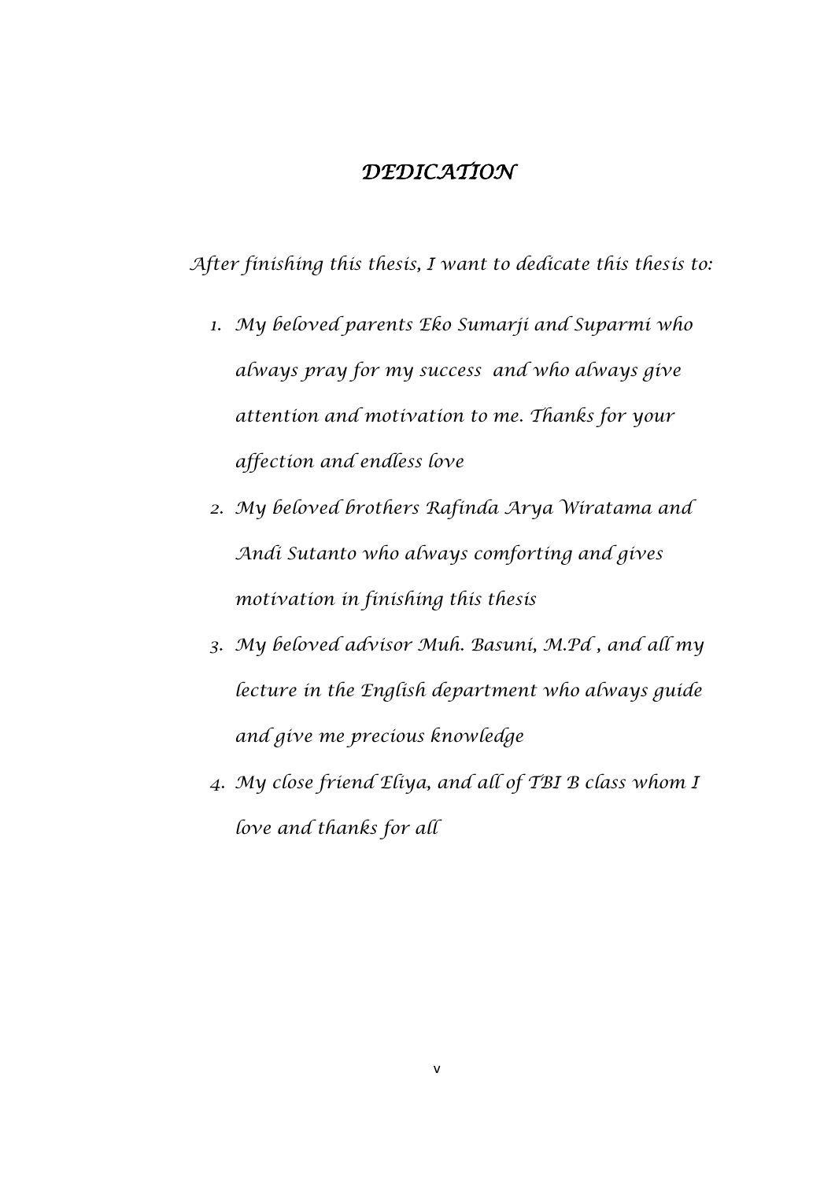# *DEDICATION*

*After finishing this thesis, I want to dedicate this thesis to:*

1. *My beloved parents Eko Sumarji and Suparmi who always pray for my success and who always give attention and motivation to me. Thanks for your affection and endless love*
2. *My beloved brothers Rafinda Arya Wiratama and Andi Sutanto who always comforting and gives motivation in finishing this thesis*
3. *My beloved advisor Muh. Basuni, M.Pd , and all my lecture in the English department who always guide and give me precious knowledge*
4. *My close friend Eliya, and all of TBI B class whom I love and thanks for all*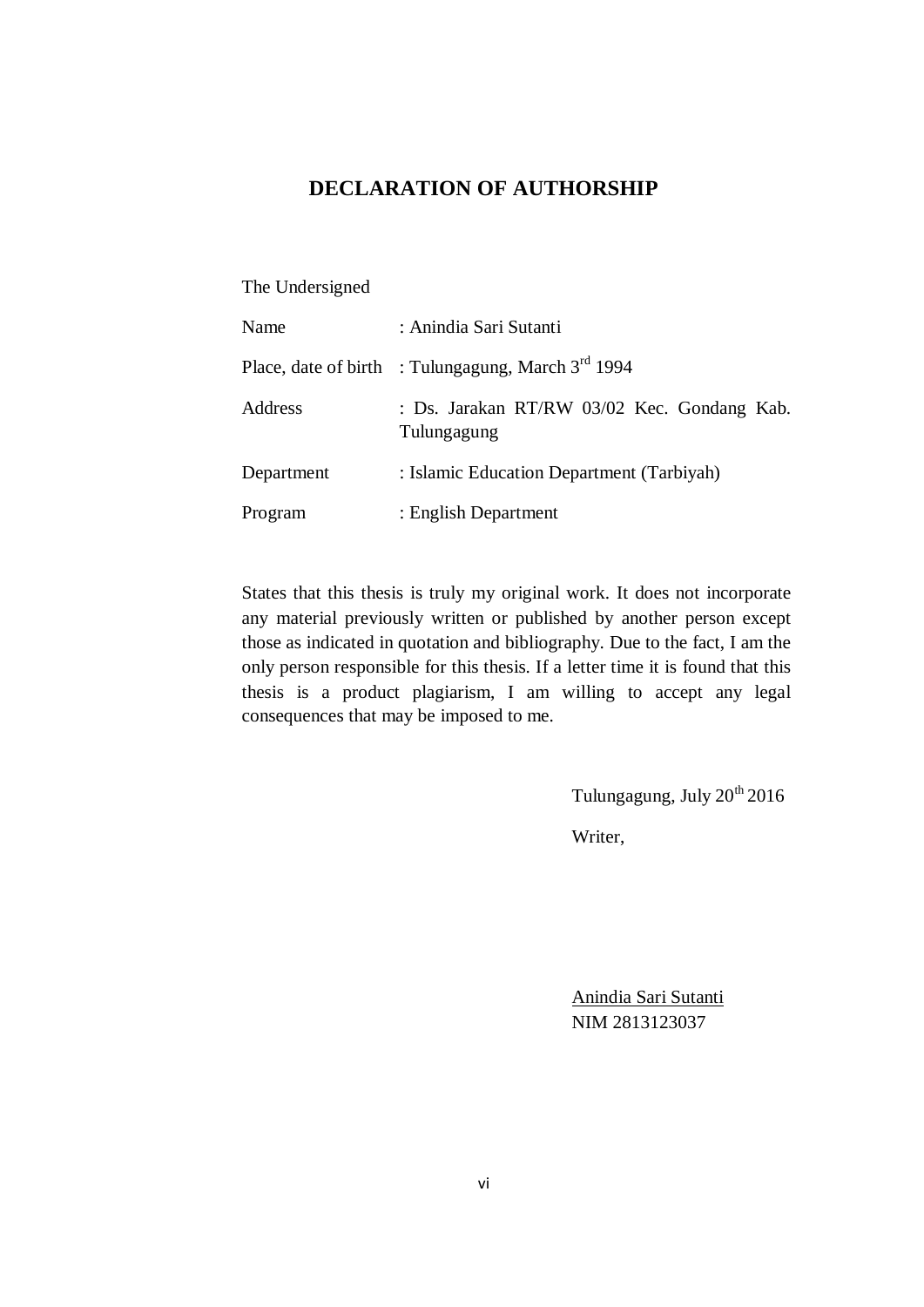# DECLARATION OF AUTHORSHIP

The Undersigned

| | |
|---|---|
| Name | : Anindia Sari Sutanti |
| Place, date of birth | : Tulungagung, March 3rd 1994 |
| Address | : Ds. Jarakan RT/RW 03/02 Kec. Gondang Kab. Tulungagung |
| Department | : Islamic Education Department (Tarbiyah) |
| Program | : English Department |

States that this thesis is truly my original work. It does not incorporate any material previously written or published by another person except those as indicated in quotation and bibliography. Due to the fact, I am the only person responsible for this thesis. If a letter time it is found that this thesis is a product plagiarism, I am willing to accept any legal consequences that may be imposed to me.

Tulungagung, July 20th 2016

Writer,

Anindia Sari Sutanti
NIM 2813123037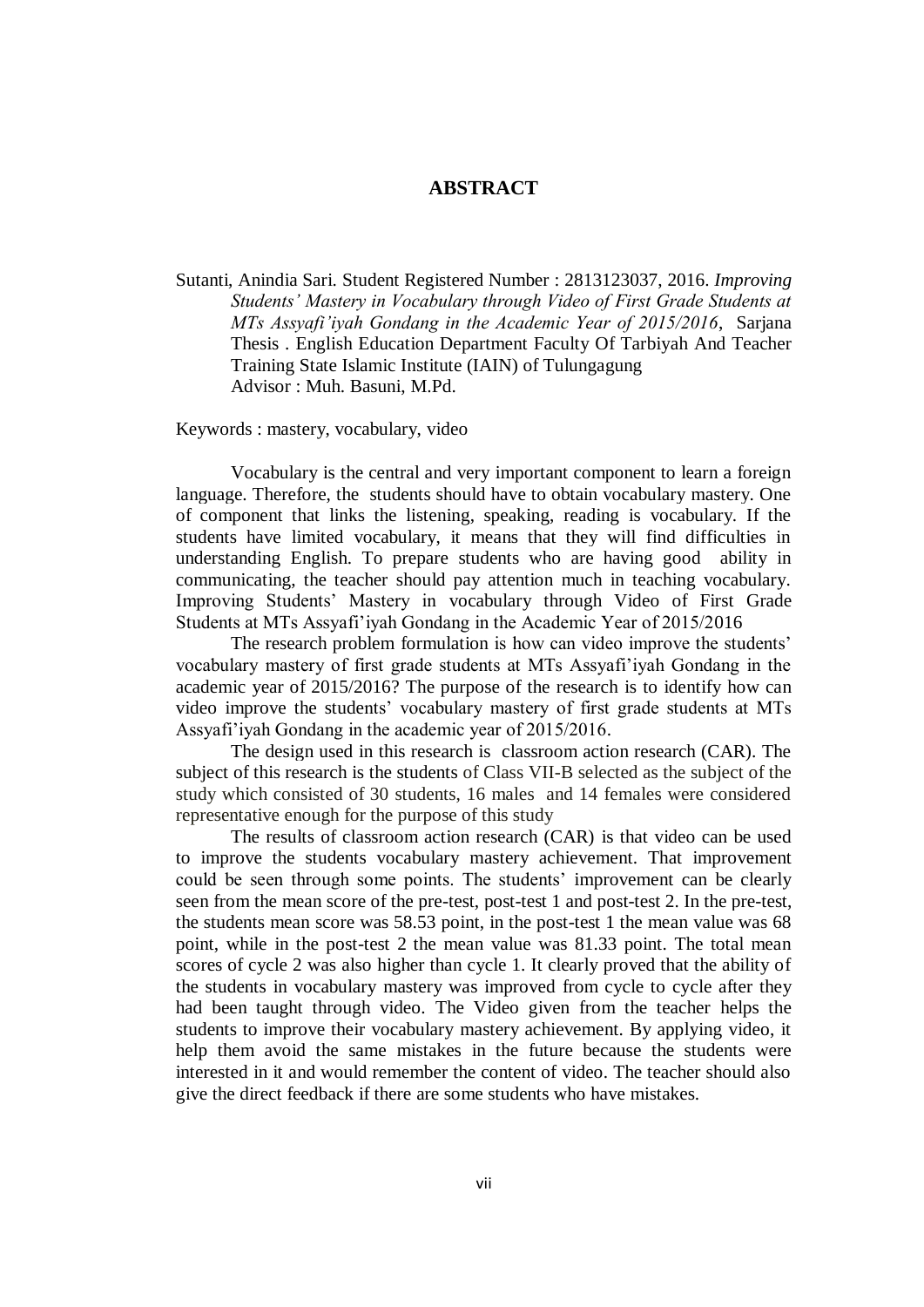# ABSTRACT

Sutanti, Anindia Sari. Student Registered Number : 2813123037, 2016. *Improving Students' Mastery in Vocabulary through Video of First Grade Students at MTs Assyafi'iyah Gondang in the Academic Year of 2015/2016*, Sarjana Thesis . English Education Department Faculty Of Tarbiyah And Teacher Training State Islamic Institute (IAIN) of Tulungagung
Advisor : Muh. Basuni, M.Pd.

Keywords : mastery, vocabulary, video

Vocabulary is the central and very important component to learn a foreign language. Therefore, the students should have to obtain vocabulary mastery. One of component that links the listening, speaking, reading is vocabulary. If the students have limited vocabulary, it means that they will find difficulties in understanding English. To prepare students who are having good ability in communicating, the teacher should pay attention much in teaching vocabulary. Improving Students' Mastery in vocabulary through Video of First Grade Students at MTs Assyafi'iyah Gondang in the Academic Year of 2015/2016

The research problem formulation is how can video improve the students' vocabulary mastery of first grade students at MTs Assyafi'iyah Gondang in the academic year of 2015/2016? The purpose of the research is to identify how can video improve the students' vocabulary mastery of first grade students at MTs Assyafi'iyah Gondang in the academic year of 2015/2016.

The design used in this research is classroom action research (CAR). The subject of this research is the students of Class VII-B selected as the subject of the study which consisted of 30 students, 16 males and 14 females were considered representative enough for the purpose of this study

The results of classroom action research (CAR) is that video can be used to improve the students vocabulary mastery achievement. That improvement could be seen through some points. The students' improvement can be clearly seen from the mean score of the pre-test, post-test 1 and post-test 2. In the pre-test, the students mean score was 58.53 point, in the post-test 1 the mean value was 68 point, while in the post-test 2 the mean value was 81.33 point. The total mean scores of cycle 2 was also higher than cycle 1. It clearly proved that the ability of the students in vocabulary mastery was improved from cycle to cycle after they had been taught through video. The Video given from the teacher helps the students to improve their vocabulary mastery achievement. By applying video, it help them avoid the same mistakes in the future because the students were interested in it and would remember the content of video. The teacher should also give the direct feedback if there are some students who have mistakes.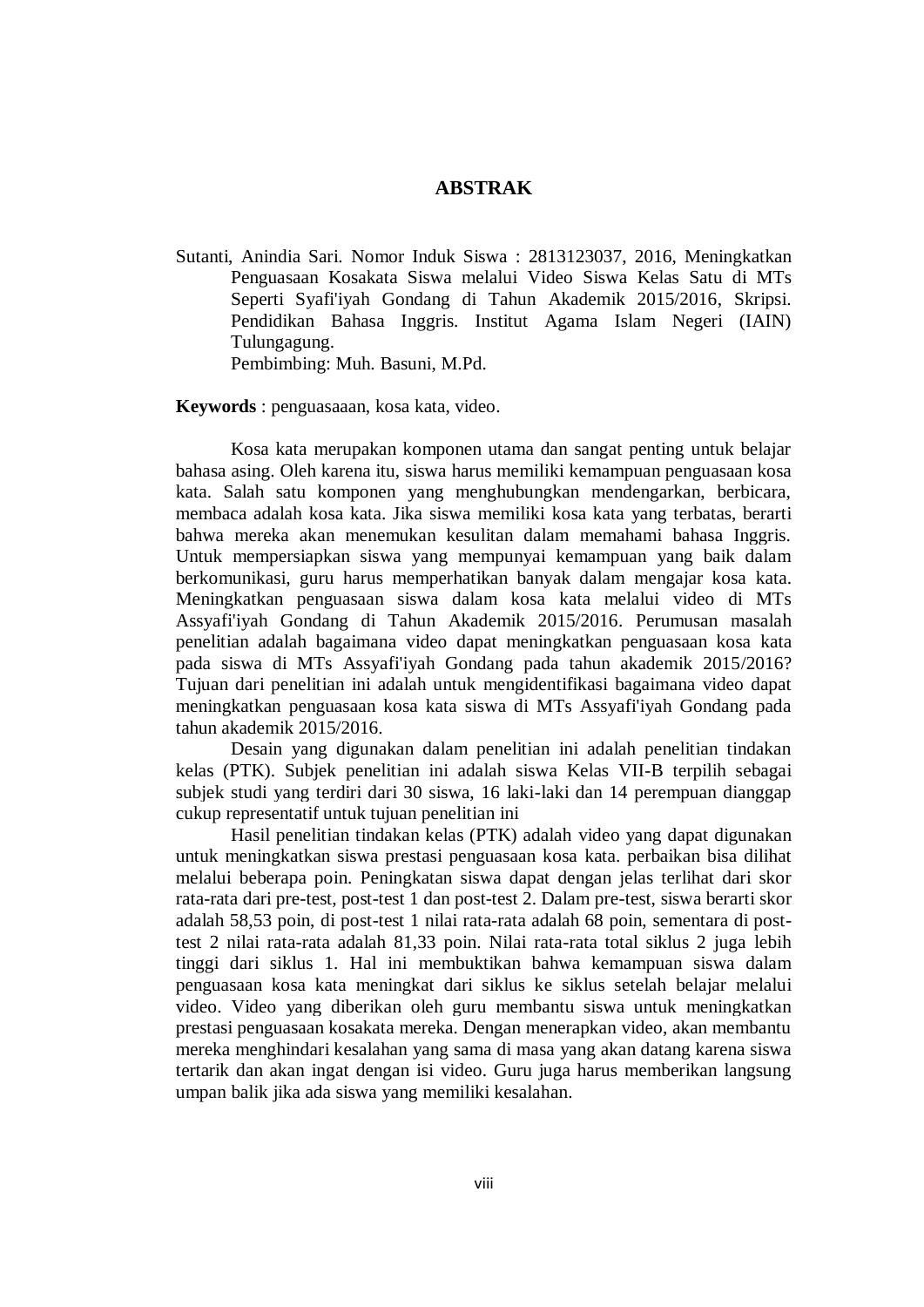# ABSTRAK

Sutanti, Anindia Sari. Nomor Induk Siswa : 2813123037, 2016, Meningkatkan Penguasaan Kosakata Siswa melalui Video Siswa Kelas Satu di MTs Seperti Syafi'iyah Gondang di Tahun Akademik 2015/2016, Skripsi. Pendidikan Bahasa Inggris. Institut Agama Islam Negeri (IAIN) Tulungagung.
Pembimbing: Muh. Basuni, M.Pd.

**Keywords** : penguasaaan, kosa kata, video.

Kosa kata merupakan komponen utama dan sangat penting untuk belajar bahasa asing. Oleh karena itu, siswa harus memiliki kemampuan penguasaan kosa kata. Salah satu komponen yang menghubungkan mendengarkan, berbicara, membaca adalah kosa kata. Jika siswa memiliki kosa kata yang terbatas, berarti bahwa mereka akan menemukan kesulitan dalam memahami bahasa Inggris. Untuk mempersiapkan siswa yang mempunyai kemampuan yang baik dalam berkomunikasi, guru harus memperhatikan banyak dalam mengajar kosa kata. Meningkatkan penguasaan siswa dalam kosa kata melalui video di MTs Assyafi'iyah Gondang di Tahun Akademik 2015/2016. Perumusan masalah penelitian adalah bagaimana video dapat meningkatkan penguasaan kosa kata pada siswa di MTs Assyafi'iyah Gondang pada tahun akademik 2015/2016? Tujuan dari penelitian ini adalah untuk mengidentifikasi bagaimana video dapat meningkatkan penguasaan kosa kata siswa di MTs Assyafi'iyah Gondang pada tahun akademik 2015/2016.

Desain yang digunakan dalam penelitian ini adalah penelitian tindakan kelas (PTK). Subjek penelitian ini adalah siswa Kelas VII-B terpilih sebagai subjek studi yang terdiri dari 30 siswa, 16 laki-laki dan 14 perempuan dianggap cukup representatif untuk tujuan penelitian ini

Hasil penelitian tindakan kelas (PTK) adalah video yang dapat digunakan untuk meningkatkan siswa prestasi penguasaan kosa kata. perbaikan bisa dilihat melalui beberapa poin. Peningkatan siswa dapat dengan jelas terlihat dari skor rata-rata dari pre-test, post-test 1 dan post-test 2. Dalam pre-test, siswa berarti skor adalah 58,53 poin, di post-test 1 nilai rata-rata adalah 68 poin, sementara di post-test 2 nilai rata-rata adalah 81,33 poin. Nilai rata-rata total siklus 2 juga lebih tinggi dari siklus 1. Hal ini membuktikan bahwa kemampuan siswa dalam penguasaan kosa kata meningkat dari siklus ke siklus setelah belajar melalui video. Video yang diberikan oleh guru membantu siswa untuk meningkatkan prestasi penguasaan kosakata mereka. Dengan menerapkan video, akan membantu mereka menghindari kesalahan yang sama di masa yang akan datang karena siswa tertarik dan akan ingat dengan isi video. Guru juga harus memberikan langsung umpan balik jika ada siswa yang memiliki kesalahan.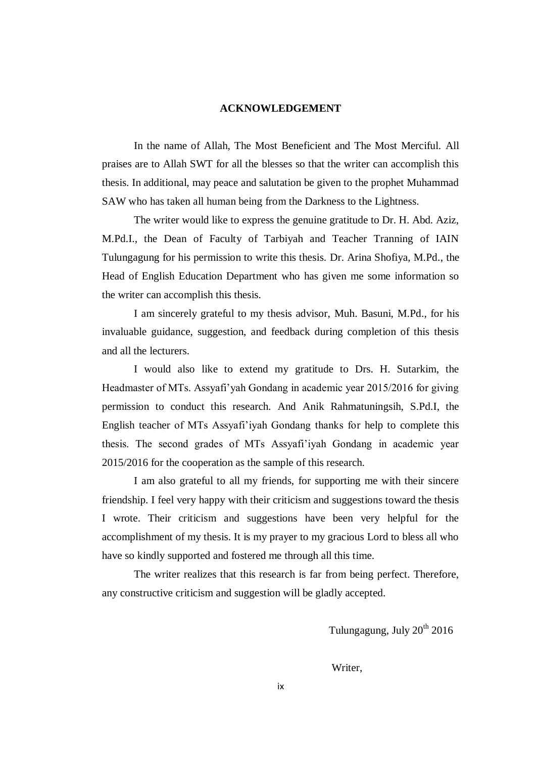# ACKNOWLEDGEMENT

In the name of Allah, The Most Beneficient and The Most Merciful. All praises are to Allah SWT for all the blesses so that the writer can accomplish this thesis. In additional, may peace and salutation be given to the prophet Muhammad SAW who has taken all human being from the Darkness to the Lightness.

The writer would like to express the genuine gratitude to Dr. H. Abd. Aziz, M.Pd.I., the Dean of Faculty of Tarbiyah and Teacher Tranning of IAIN Tulungagung for his permission to write this thesis. Dr. Arina Shofiya, M.Pd., the Head of English Education Department who has given me some information so the writer can accomplish this thesis.

I am sincerely grateful to my thesis advisor, Muh. Basuni, M.Pd., for his invaluable guidance, suggestion, and feedback during completion of this thesis and all the lecturers.

I would also like to extend my gratitude to Drs. H. Sutarkim, the Headmaster of MTs. Assyafi'yah Gondang in academic year 2015/2016 for giving permission to conduct this research. And Anik Rahmatuningsih, S.Pd.I, the English teacher of MTs Assyafi'iyah Gondang thanks for help to complete this thesis. The second grades of MTs Assyafi'iyah Gondang in academic year 2015/2016 for the cooperation as the sample of this research.

I am also grateful to all my friends, for supporting me with their sincere friendship. I feel very happy with their criticism and suggestions toward the thesis I wrote. Their criticism and suggestions have been very helpful for the accomplishment of my thesis. It is my prayer to my gracious Lord to bless all who have so kindly supported and fostered me through all this time.

The writer realizes that this research is far from being perfect. Therefore, any constructive criticism and suggestion will be gladly accepted.

Tulungagung, July 20th 2016

Writer,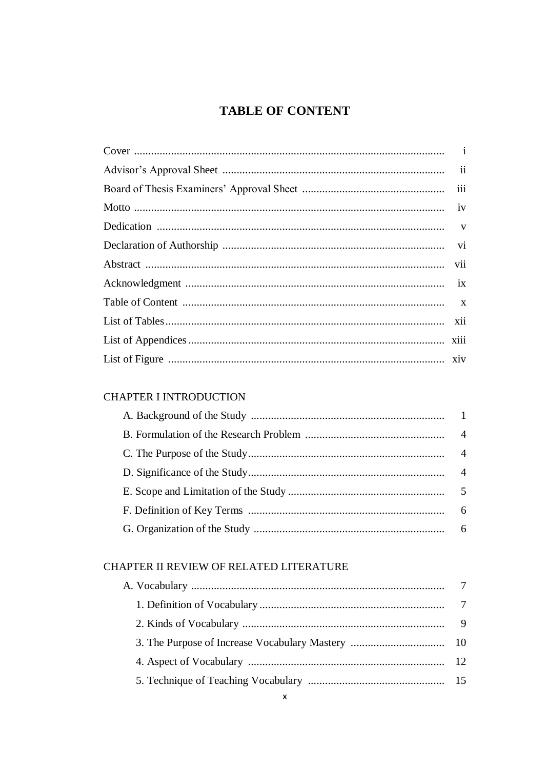# TABLE OF CONTENT

Cover ........................................................................................................ i
Advisor's Approval Sheet ........................................................................... ii
Board of Thesis Examiners' Approval Sheet .............................................. iii
Motto ........................................................................................................ iv
Dedication ................................................................................................ v
Declaration of Authorship ......................................................................... vi
Abstract .................................................................................................... vii
Acknowledgment ...................................................................................... ix
Table of Content ....................................................................................... x
List of Tables ............................................................................................ xii
List of Appendices .................................................................................... xiii
List of Figure ............................................................................................ xiv

CHAPTER I INTRODUCTION

- A. Background of the Study ................................................................. 1
- B. Formulation of the Research Problem ................................................ 4
- C. The Purpose of the Study .................................................................. 4
- D. Significance of the Study ................................................................. 4
- E. Scope and Limitation of the Study ..................................................... 5
- F. Definition of Key Terms .................................................................. 6
- G. Organization of the Study ................................................................ 6

CHAPTER II REVIEW OF RELATED LITERATURE

- A. Vocabulary ....................................................................................... 7
  - 1. Definition of Vocabulary ............................................................. 7
  - 2. Kinds of Vocabulary ................................................................... 9
  - 3. The Purpose of Increase Vocabulary Mastery ................................ 10
  - 4. Aspect of Vocabulary ................................................................. 12
  - 5. Technique of Teaching Vocabulary ............................................... 15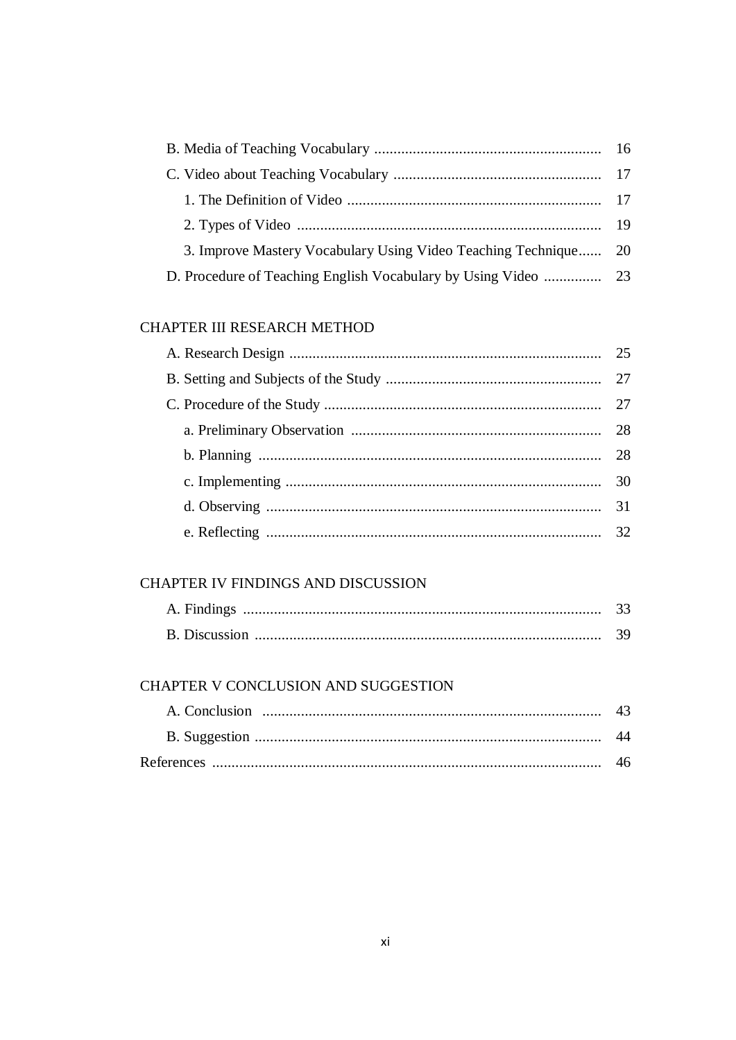B. Media of Teaching Vocabulary ........................................................... 16

C. Video about Teaching Vocabulary ...................................................... 17

1. The Definition of Video .................................................................. 17

2. Types of Video ............................................................................... 19

3. Improve Mastery Vocabulary Using Video Teaching Technique...... 20

D. Procedure of Teaching English Vocabulary by Using Video ............... 23

CHAPTER III RESEARCH METHOD

A. Research Design ................................................................................. 25

B. Setting and Subjects of the Study ........................................................ 27

C. Procedure of the Study ........................................................................ 27

a. Preliminary Observation ................................................................. 28

b. Planning ......................................................................................... 28

c. Implementing .................................................................................. 30

d. Observing ....................................................................................... 31

e. Reflecting ...................................................................................... 32

CHAPTER IV FINDINGS AND DISCUSSION

A. Findings ............................................................................................ 33

B. Discussion .......................................................................................... 39

CHAPTER V CONCLUSION AND SUGGESTION

A. Conclusion ........................................................................................ 43

B. Suggestion .......................................................................................... 44

References ..................................................................................................... 46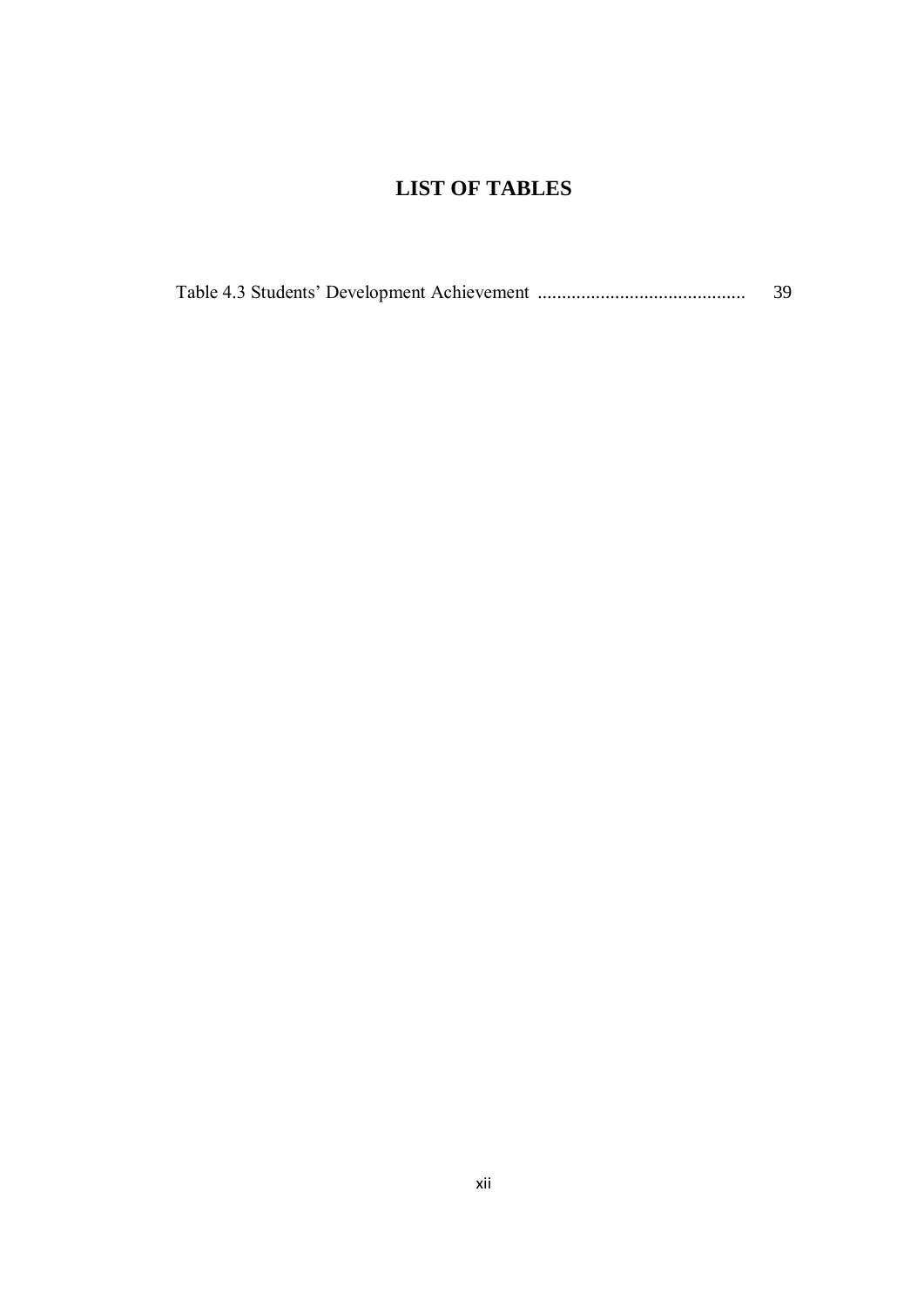# LIST OF TABLES

Table 4.3 Students' Development Achievement ........................................... 39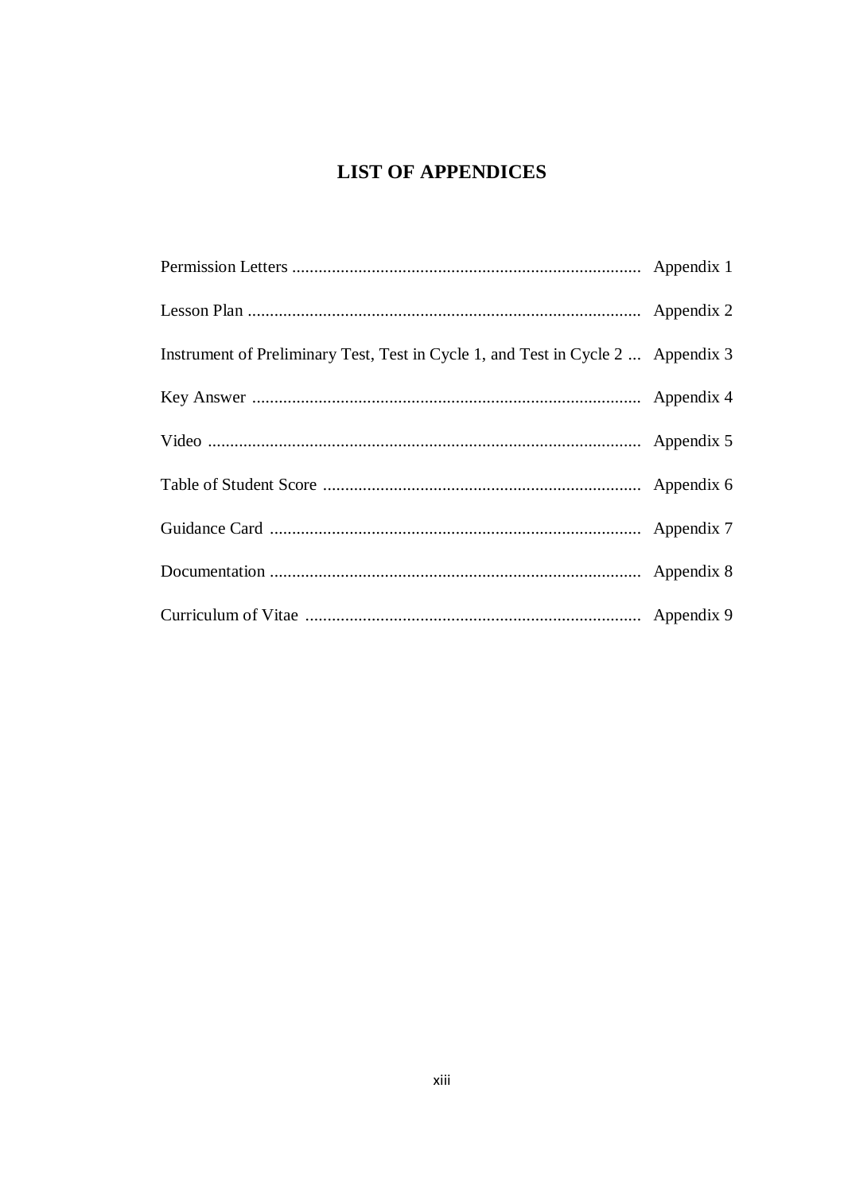# LIST OF APPENDICES

Permission Letters ............................................................................... Appendix 1

Lesson Plan ......................................................................................... Appendix 2

Instrument of Preliminary Test, Test in Cycle 1, and Test in Cycle 2 ... Appendix 3

Key Answer ........................................................................................ Appendix 4

Video .................................................................................................. Appendix 5

Table of Student Score ........................................................................ Appendix 6

Guidance Card .................................................................................... Appendix 7

Documentation .................................................................................... Appendix 8

Curriculum of Vitae ............................................................................ Appendix 9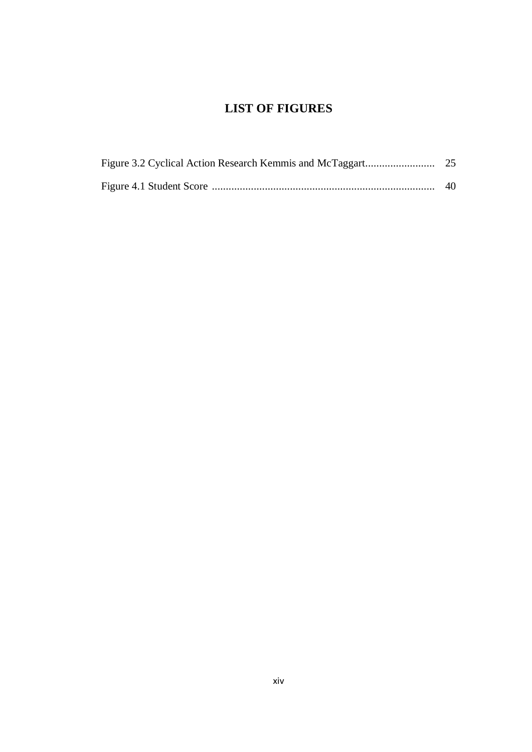# LIST OF FIGURES

Figure 3.2 Cyclical Action Research Kemmis and McTaggart......................... 25

Figure 4.1 Student Score ................................................................................ 40